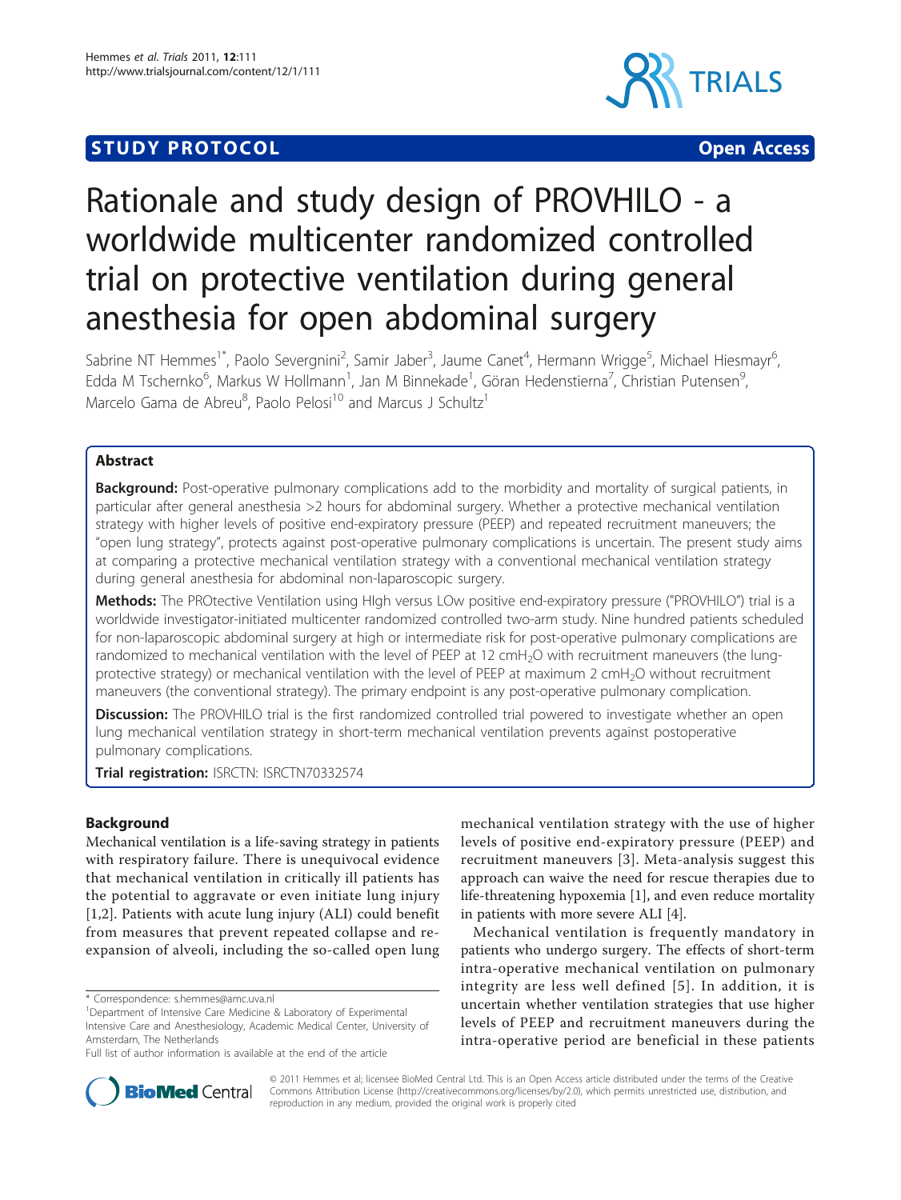**STUDY PROTOCOL** **Open Access**

# Rationale and study design of PROVHILO - a worldwide multicenter randomized controlled trial on protective ventilation during general anesthesia for open abdominal surgery

Sabrine NT Hemmes[1*], Paolo Severgnini[2], Samir Jaber[3], Jaume Canet[4], Hermann Wrigge[5], Michael Hiesmayr[6], Edda M Tschernko[6], Markus W Hollmann[1], Jan M Binnekade[1], Göran Hedenstierna[7], Christian Putensen[9], Marcelo Gama de Abreu[8], Paolo Pelosi[10] and Marcus J Schultz[1]

## Abstract

**Background:** Post-operative pulmonary complications add to the morbidity and mortality of surgical patients, in particular after general anesthesia >2 hours for abdominal surgery. Whether a protective mechanical ventilation strategy with higher levels of positive end-expiratory pressure (PEEP) and repeated recruitment maneuvers; the "open lung strategy", protects against post-operative pulmonary complications is uncertain. The present study aims at comparing a protective mechanical ventilation strategy with a conventional mechanical ventilation strategy during general anesthesia for abdominal non-laparoscopic surgery.

**Methods:** The PROtective Ventilation using HIgh versus LOw positive end-expiratory pressure ("PROVHILO") trial is a worldwide investigator-initiated multicenter randomized controlled two-arm study. Nine hundred patients scheduled for non-laparoscopic abdominal surgery at high or intermediate risk for post-operative pulmonary complications are randomized to mechanical ventilation with the level of PEEP at 12 $cmH_2O$ with recruitment maneuvers (the lung-protective strategy) or mechanical ventilation with the level of PEEP at maximum 2 $cmH_2O$ without recruitment maneuvers (the conventional strategy). The primary endpoint is any post-operative pulmonary complication.

**Discussion:** The PROVHILO trial is the first randomized controlled trial powered to investigate whether an open lung mechanical ventilation strategy in short-term mechanical ventilation prevents against postoperative pulmonary complications.

**Trial registration:** ISRCTN: ISRCTN70332574

## Background

Mechanical ventilation is a life-saving strategy in patients with respiratory failure. There is unequivocal evidence that mechanical ventilation in critically ill patients has the potential to aggravate or even initiate lung injury [1,2]. Patients with acute lung injury (ALI) could benefit from measures that prevent repeated collapse and re-expansion of alveoli, including the so-called open lung mechanical ventilation strategy with the use of higher levels of positive end-expiratory pressure (PEEP) and recruitment maneuvers [3]. Meta-analysis suggest this approach can waive the need for rescue therapies due to life-threatening hypoxemia [1], and even reduce mortality in patients with more severe ALI [4].

Mechanical ventilation is frequently mandatory in patients who undergo surgery. The effects of short-term intra-operative mechanical ventilation on pulmonary integrity are less well defined [5]. In addition, it is uncertain whether ventilation strategies that use higher levels of PEEP and recruitment maneuvers during the intra-operative period are beneficial in these patients

\* Correspondence: s.hemmes@amc.uva.nl

[1]Department of Intensive Care Medicine & Laboratory of Experimental Intensive Care and Anesthesiology, Academic Medical Center, University of Amsterdam, The Netherlands

Full list of author information is available at the end of the article

© 2011 Hemmes et al; licensee BioMed Central Ltd. This is an Open Access article distributed under the terms of the Creative Commons Attribution License (http://creativecommons.org/licenses/by/2.0), which permits unrestricted use, distribution, and reproduction in any medium, provided the original work is properly cited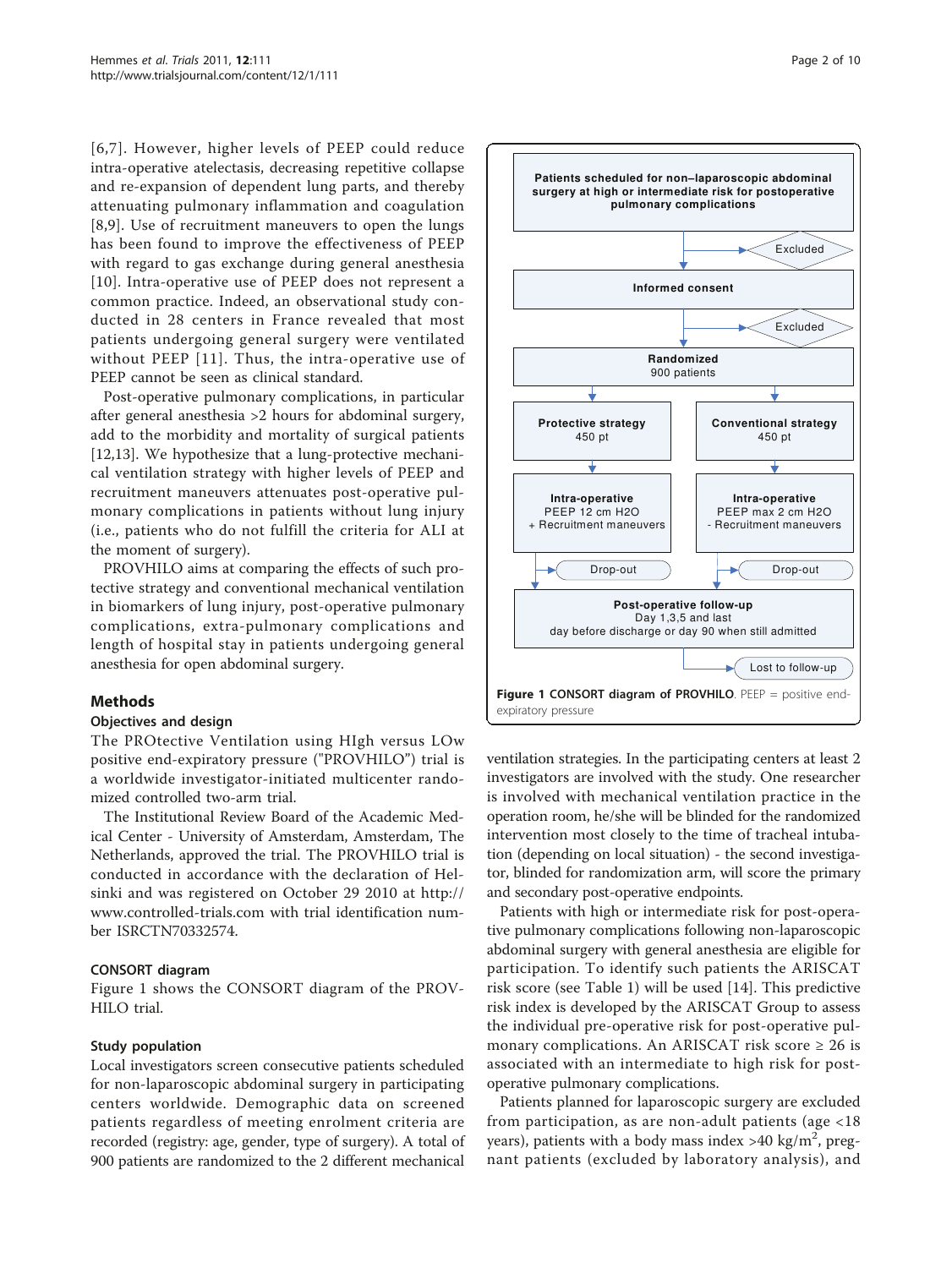[6,7]. However, higher levels of PEEP could reduce intra-operative atelectasis, decreasing repetitive collapse and re-expansion of dependent lung parts, and thereby attenuating pulmonary inflammation and coagulation [8,9]. Use of recruitment maneuvers to open the lungs has been found to improve the effectiveness of PEEP with regard to gas exchange during general anesthesia [10]. Intra-operative use of PEEP does not represent a common practice. Indeed, an observational study conducted in 28 centers in France revealed that most patients undergoing general surgery were ventilated without PEEP [11]. Thus, the intra-operative use of PEEP cannot be seen as clinical standard.

Post-operative pulmonary complications, in particular after general anesthesia >2 hours for abdominal surgery, add to the morbidity and mortality of surgical patients [12,13]. We hypothesize that a lung-protective mechanical ventilation strategy with higher levels of PEEP and recruitment maneuvers attenuates post-operative pulmonary complications in patients without lung injury (i.e., patients who do not fulfill the criteria for ALI at the moment of surgery).

PROVHILO aims at comparing the effects of such protective strategy and conventional mechanical ventilation in biomarkers of lung injury, post-operative pulmonary complications, extra-pulmonary complications and length of hospital stay in patients undergoing general anesthesia for open abdominal surgery.

## Methods

### Objectives and design

The PROtective Ventilation using HIgh versus LOw positive end-expiratory pressure ("PROVHILO") trial is a worldwide investigator-initiated multicenter randomized controlled two-arm trial.

The Institutional Review Board of the Academic Medical Center - University of Amsterdam, Amsterdam, The Netherlands, approved the trial. The PROVHILO trial is conducted in accordance with the declaration of Helsinki and was registered on October 29 2010 at http://www.controlled-trials.com with trial identification number ISRCTN70332574.

### CONSORT diagram

Figure 1 shows the CONSORT diagram of the PROVHILO trial.

Patients scheduled for non–laparoscopic abdominal surgery at high or intermediate risk for postoperative pulmonary complications → Excluded

Informed consent → Excluded

Randomized 900 patients

| Protective strategy 450 pt | Conventional strategy 450 pt |
|---|---|
| Intra-operative PEEP 12 cm H2O + Recruitment maneuvers | Intra-operative PEEP max 2 cm H2O - Recruitment maneuvers |
| Drop-out | Drop-out |

Post-operative follow-up: Day 1,3,5 and last day before discharge or day 90 when still admitted → Lost to follow-up

**Figure 1 CONSORT diagram of PROVHILO**. PEEP = positive end-expiratory pressure

### Study population

Local investigators screen consecutive patients scheduled for non-laparoscopic abdominal surgery in participating centers worldwide. Demographic data on screened patients regardless of meeting enrolment criteria are recorded (registry: age, gender, type of surgery). A total of 900 patients are randomized to the 2 different mechanical ventilation strategies. In the participating centers at least 2 investigators are involved with the study. One researcher is involved with mechanical ventilation practice in the operation room, he/she will be blinded for the randomized intervention most closely to the time of tracheal intubation (depending on local situation) - the second investigator, blinded for randomization arm, will score the primary and secondary post-operative endpoints.

Patients with high or intermediate risk for post-operative pulmonary complications following non-laparoscopic abdominal surgery with general anesthesia are eligible for participation. To identify such patients the ARISCAT risk score (see Table 1) will be used [14]. This predictive risk index is developed by the ARISCAT Group to assess the individual pre-operative risk for post-operative pulmonary complications. An ARISCAT risk score ≥ 26 is associated with an intermediate to high risk for post-operative pulmonary complications.

Patients planned for laparoscopic surgery are excluded from participation, as are non-adult patients (age <18 years), patients with a body mass index >40 kg/m$^2$, pregnant patients (excluded by laboratory analysis), and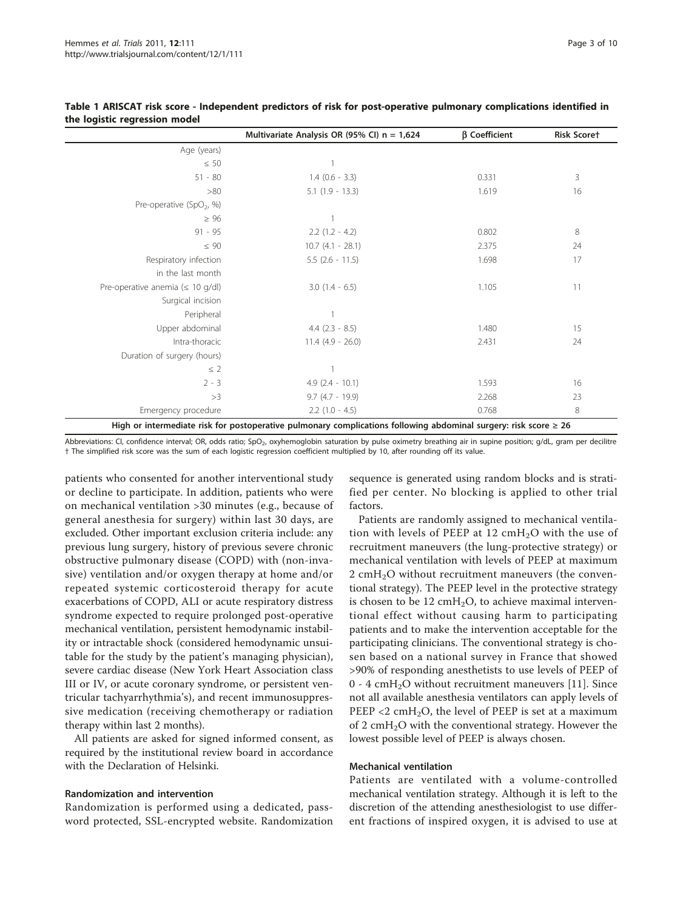**Table 1 ARISCAT risk score - Independent predictors of risk for post-operative pulmonary complications identified in the logistic regression model**

| | Multivariate Analysis OR (95% CI) n = 1,624 | β Coefficient | Risk Score† |
|---|---|---|---|
| Age (years) | | | |
| ≤ 50 | 1 | | |
| 51 - 80 | 1.4 (0.6 - 3.3) | 0.331 | 3 |
| >80 | 5.1 (1.9 - 13.3) | 1.619 | 16 |
| Pre-operative ($SpO_2$, %) | | | |
| ≥ 96 | 1 | | |
| 91 - 95 | 2.2 (1.2 - 4.2) | 0.802 | 8 |
| ≤ 90 | 10.7 (4.1 - 28.1) | 2.375 | 24 |
| Respiratory infection in the last month | 5.5 (2.6 - 11.5) | 1.698 | 17 |
| Pre-operative anemia (≤ 10 g/dl) | 3.0 (1.4 - 6.5) | 1.105 | 11 |
| Surgical incision | | | |
| Peripheral | 1 | | |
| Upper abdominal | 4.4 (2.3 - 8.5) | 1.480 | 15 |
| Intra-thoracic | 11.4 (4.9 - 26.0) | 2.431 | 24 |
| Duration of surgery (hours) | | | |
| ≤ 2 | 1 | | |
| 2 - 3 | 4.9 (2.4 - 10.1) | 1.593 | 16 |
| >3 | 9.7 (4.7 - 19.9) | 2.268 | 23 |
| Emergency procedure | 2.2 (1.0 - 4.5) | 0.768 | 8 |
| **High or intermediate risk for postoperative pulmonary complications following abdominal surgery: risk score ≥ 26** | | | |

Abbreviations: CI, confidence interval; OR, odds ratio; $SpO_2$, oxyhemoglobin saturation by pulse oximetry breathing air in supine position; g/dL, gram per decilitre
† The simplified risk score was the sum of each logistic regression coefficient multiplied by 10, after rounding off its value.

patients who consented for another interventional study or decline to participate. In addition, patients who were on mechanical ventilation >30 minutes (e.g., because of general anesthesia for surgery) within last 30 days, are excluded. Other important exclusion criteria include: any previous lung surgery, history of previous severe chronic obstructive pulmonary disease (COPD) with (non-invasive) ventilation and/or oxygen therapy at home and/or repeated systemic corticosteroid therapy for acute exacerbations of COPD, ALI or acute respiratory distress syndrome expected to require prolonged post-operative mechanical ventilation, persistent hemodynamic instability or intractable shock (considered hemodynamic unsuitable for the study by the patient's managing physician), severe cardiac disease (New York Heart Association class III or IV, or acute coronary syndrome, or persistent ventricular tachyarrhythmia's), and recent immunosuppressive medication (receiving chemotherapy or radiation therapy within last 2 months).

All patients are asked for signed informed consent, as required by the institutional review board in accordance with the Declaration of Helsinki.

### Randomization and intervention

Randomization is performed using a dedicated, password protected, SSL-encrypted website. Randomization sequence is generated using random blocks and is stratified per center. No blocking is applied to other trial factors.

Patients are randomly assigned to mechanical ventilation with levels of PEEP at 12 $cmH_2O$ with the use of recruitment maneuvers (the lung-protective strategy) or mechanical ventilation with levels of PEEP at maximum 2 $cmH_2O$ without recruitment maneuvers (the conventional strategy). The PEEP level in the protective strategy is chosen to be 12 $cmH_2O$, to achieve maximal interventional effect without causing harm to participating patients and to make the intervention acceptable for the participating clinicians. The conventional strategy is chosen based on a national survey in France that showed >90% of responding anesthetists to use levels of PEEP of 0 - 4 $cmH_2O$ without recruitment maneuvers [11]. Since not all available anesthesia ventilators can apply levels of PEEP <2 $cmH_2O$, the level of PEEP is set at a maximum of 2 $cmH_2O$ with the conventional strategy. However the lowest possible level of PEEP is always chosen.

### Mechanical ventilation

Patients are ventilated with a volume-controlled mechanical ventilation strategy. Although it is left to the discretion of the attending anesthesiologist to use different fractions of inspired oxygen, it is advised to use at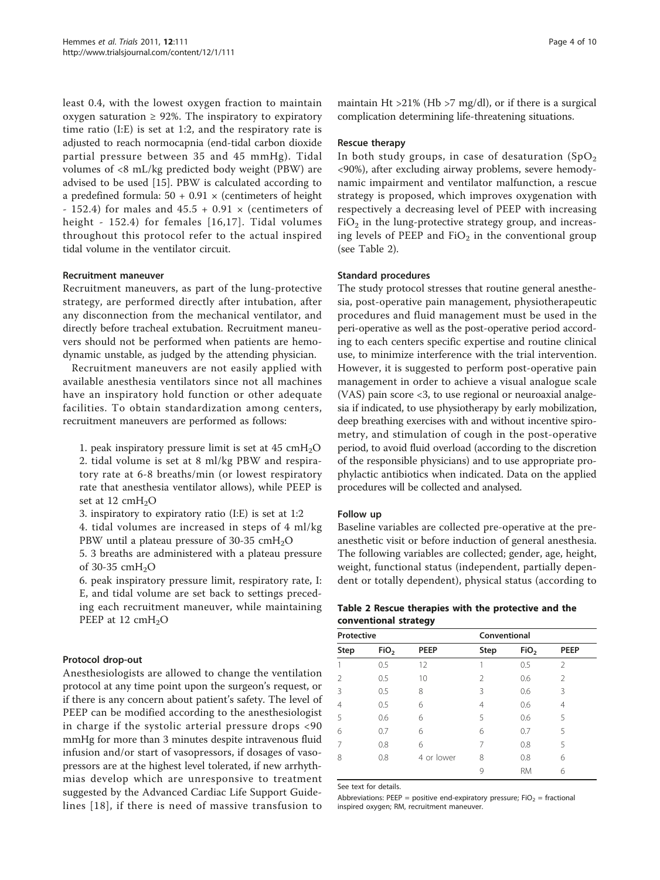least 0.4, with the lowest oxygen fraction to maintain oxygen saturation ≥ 92%. The inspiratory to expiratory time ratio (I:E) is set at 1:2, and the respiratory rate is adjusted to reach normocapnia (end-tidal carbon dioxide partial pressure between 35 and 45 mmHg). Tidal volumes of <8 mL/kg predicted body weight (PBW) are advised to be used [15]. PBW is calculated according to a predefined formula: $50 + 0.91 \times$ (centimeters of height - 152.4) for males and $45.5 + 0.91 \times$ (centimeters of height - 152.4) for females [16,17]. Tidal volumes throughout this protocol refer to the actual inspired tidal volume in the ventilator circuit.

#### Recruitment maneuver

Recruitment maneuvers, as part of the lung-protective strategy, are performed directly after intubation, after any disconnection from the mechanical ventilator, and directly before tracheal extubation. Recruitment maneuvers should not be performed when patients are hemodynamic unstable, as judged by the attending physician.

Recruitment maneuvers are not easily applied with available anesthesia ventilators since not all machines have an inspiratory hold function or other adequate facilities. To obtain standardization among centers, recruitment maneuvers are performed as follows:

1. peak inspiratory pressure limit is set at 45 $cmH_2O$
2. tidal volume is set at 8 ml/kg PBW and respiratory rate at 6-8 breaths/min (or lowest respiratory rate that anesthesia ventilator allows), while PEEP is set at 12 $cmH_2O$
3. inspiratory to expiratory ratio (I:E) is set at 1:2
4. tidal volumes are increased in steps of 4 ml/kg PBW until a plateau pressure of 30-35 $cmH_2O$
5. 3 breaths are administered with a plateau pressure of 30-35 $cmH_2O$
6. peak inspiratory pressure limit, respiratory rate, I:E, and tidal volume are set back to settings preceding each recruitment maneuver, while maintaining PEEP at 12 $cmH_2O$

#### Protocol drop-out

Anesthesiologists are allowed to change the ventilation protocol at any time point upon the surgeon's request, or if there is any concern about patient's safety. The level of PEEP can be modified according to the anesthesiologist in charge if the systolic arterial pressure drops <90 mmHg for more than 3 minutes despite intravenous fluid infusion and/or start of vasopressors, if dosages of vasopressors are at the highest level tolerated, if new arrhythmias develop which are unresponsive to treatment suggested by the Advanced Cardiac Life Support Guidelines [18], if there is need of massive transfusion to maintain Ht >21% (Hb >7 mg/dl), or if there is a surgical complication determining life-threatening situations.

#### Rescue therapy

In both study groups, in case of desaturation ($SpO_2$ <90%), after excluding airway problems, severe hemodynamic impairment and ventilator malfunction, a rescue strategy is proposed, which improves oxygenation with respectively a decreasing level of PEEP with increasing $FiO_2$ in the lung-protective strategy group, and increasing levels of PEEP and $FiO_2$ in the conventional group (see Table 2).

#### Standard procedures

The study protocol stresses that routine general anesthesia, post-operative pain management, physiotherapeutic procedures and fluid management must be used in the peri-operative as well as the post-operative period according to each centers specific expertise and routine clinical use, to minimize interference with the trial intervention. However, it is suggested to perform post-operative pain management in order to achieve a visual analogue scale (VAS) pain score <3, to use regional or neuroaxial analgesia if indicated, to use physiotherapy by early mobilization, deep breathing exercises with and without incentive spirometry, and stimulation of cough in the post-operative period, to avoid fluid overload (according to the discretion of the responsible physicians) and to use appropriate prophylactic antibiotics when indicated. Data on the applied procedures will be collected and analysed.

#### Follow up

Baseline variables are collected pre-operative at the pre-anesthetic visit or before induction of general anesthesia. The following variables are collected; gender, age, height, weight, functional status (independent, partially dependent or totally dependent), physical status (according to

**Table 2 Rescue therapies with the protective and the conventional strategy**

| Protective | | | Conventional | | |
|---|---|---|---|---|---|
| Step | $FiO_2$ | PEEP | Step | $FiO_2$ | PEEP |
| 1 | 0.5 | 12 | 1 | 0.5 | 2 |
| 2 | 0.5 | 10 | 2 | 0.6 | 2 |
| 3 | 0.5 | 8 | 3 | 0.6 | 3 |
| 4 | 0.5 | 6 | 4 | 0.6 | 4 |
| 5 | 0.6 | 6 | 5 | 0.6 | 5 |
| 6 | 0.7 | 6 | 6 | 0.7 | 5 |
| 7 | 0.8 | 6 | 7 | 0.8 | 5 |
| 8 | 0.8 | 4 or lower | 8 | 0.8 | 6 |
| | | | 9 | RM | 6 |

See text for details.

Abbreviations: PEEP = positive end-expiratory pressure; $FiO_2$ = fractional inspired oxygen; RM, recruitment maneuver.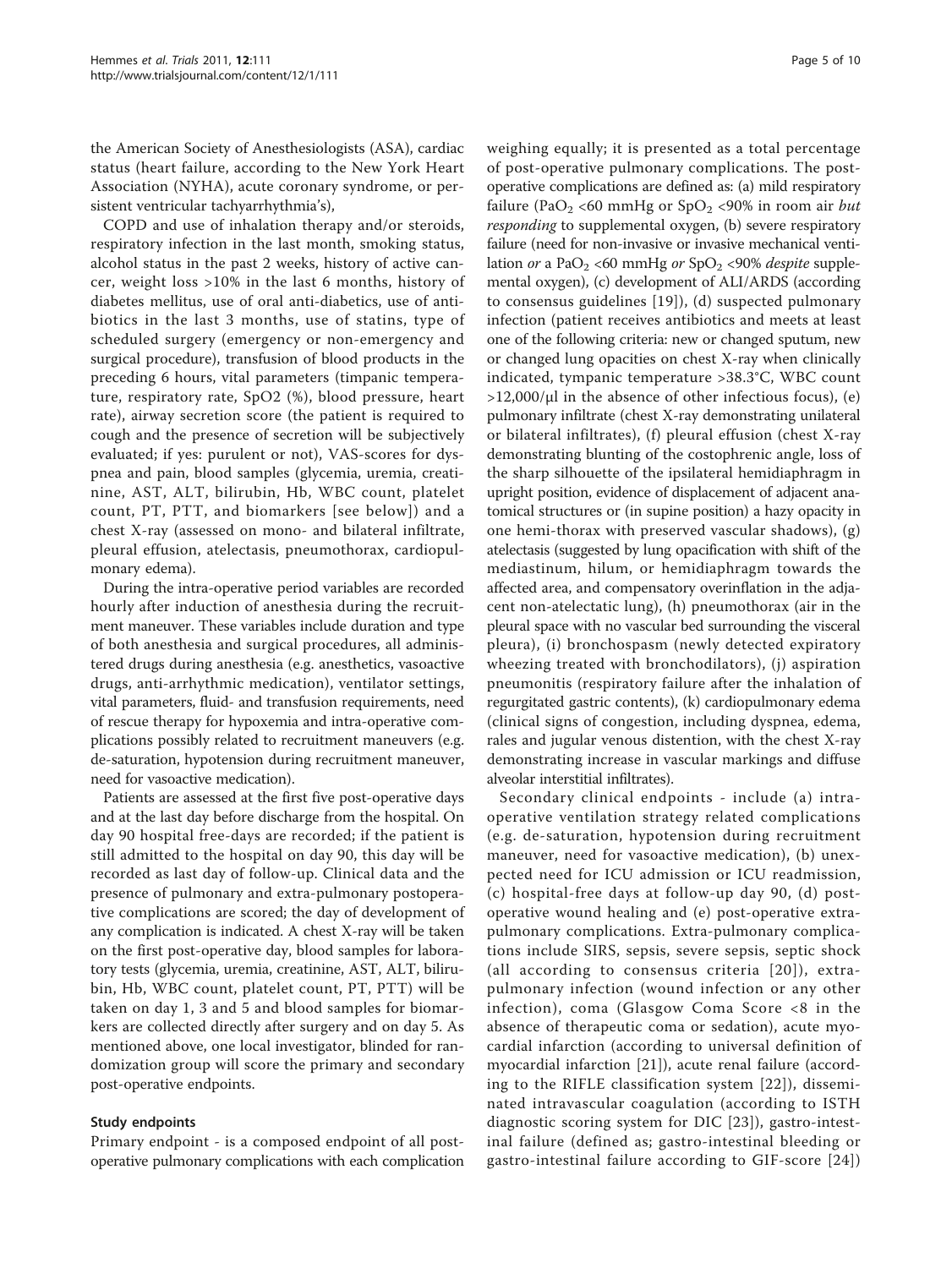the American Society of Anesthesiologists (ASA), cardiac status (heart failure, according to the New York Heart Association (NYHA), acute coronary syndrome, or persistent ventricular tachyarrhythmia's),

COPD and use of inhalation therapy and/or steroids, respiratory infection in the last month, smoking status, alcohol status in the past 2 weeks, history of active cancer, weight loss >10% in the last 6 months, history of diabetes mellitus, use of oral anti-diabetics, use of antibiotics in the last 3 months, use of statins, type of scheduled surgery (emergency or non-emergency and surgical procedure), transfusion of blood products in the preceding 6 hours, vital parameters (timpanic temperature, respiratory rate, SpO2 (%), blood pressure, heart rate), airway secretion score (the patient is required to cough and the presence of secretion will be subjectively evaluated; if yes: purulent or not), VAS-scores for dyspnea and pain, blood samples (glycemia, uremia, creatinine, AST, ALT, bilirubin, Hb, WBC count, platelet count, PT, PTT, and biomarkers [see below]) and a chest X-ray (assessed on mono- and bilateral infiltrate, pleural effusion, atelectasis, pneumothorax, cardiopulmonary edema).

During the intra-operative period variables are recorded hourly after induction of anesthesia during the recruitment maneuver. These variables include duration and type of both anesthesia and surgical procedures, all administered drugs during anesthesia (e.g. anesthetics, vasoactive drugs, anti-arrhythmic medication), ventilator settings, vital parameters, fluid- and transfusion requirements, need of rescue therapy for hypoxemia and intra-operative complications possibly related to recruitment maneuvers (e.g. de-saturation, hypotension during recruitment maneuver, need for vasoactive medication).

Patients are assessed at the first five post-operative days and at the last day before discharge from the hospital. On day 90 hospital free-days are recorded; if the patient is still admitted to the hospital on day 90, this day will be recorded as last day of follow-up. Clinical data and the presence of pulmonary and extra-pulmonary postoperative complications are scored; the day of development of any complication is indicated. A chest X-ray will be taken on the first post-operative day, blood samples for laboratory tests (glycemia, uremia, creatinine, AST, ALT, bilirubin, Hb, WBC count, platelet count, PT, PTT) will be taken on day 1, 3 and 5 and blood samples for biomarkers are collected directly after surgery and on day 5. As mentioned above, one local investigator, blinded for randomization group will score the primary and secondary post-operative endpoints.

### Study endpoints

Primary endpoint - is a composed endpoint of all post-operative pulmonary complications with each complication weighing equally; it is presented as a total percentage of post-operative pulmonary complications. The post-operative complications are defined as: (a) mild respiratory failure ($PaO_2$ <60 mmHg or $SpO_2$ <90% in room air *but responding* to supplemental oxygen, (b) severe respiratory failure (need for non-invasive or invasive mechanical ventilation *or* a $PaO_2$ <60 mmHg *or* $SpO_2$ <90% *despite* supplemental oxygen), (c) development of ALI/ARDS (according to consensus guidelines [19]), (d) suspected pulmonary infection (patient receives antibiotics and meets at least one of the following criteria: new or changed sputum, new or changed lung opacities on chest X-ray when clinically indicated, tympanic temperature >38.3°C, WBC count >12,000/μl in the absence of other infectious focus), (e) pulmonary infiltrate (chest X-ray demonstrating unilateral or bilateral infiltrates), (f) pleural effusion (chest X-ray demonstrating blunting of the costophrenic angle, loss of the sharp silhouette of the ipsilateral hemidiaphragm in upright position, evidence of displacement of adjacent anatomical structures or (in supine position) a hazy opacity in one hemi-thorax with preserved vascular shadows), (g) atelectasis (suggested by lung opacification with shift of the mediastinum, hilum, or hemidiaphragm towards the affected area, and compensatory overinflation in the adjacent non-atelectatic lung), (h) pneumothorax (air in the pleural space with no vascular bed surrounding the visceral pleura), (i) bronchospasm (newly detected expiratory wheezing treated with bronchodilators), (j) aspiration pneumonitis (respiratory failure after the inhalation of regurgitated gastric contents), (k) cardiopulmonary edema (clinical signs of congestion, including dyspnea, edema, rales and jugular venous distention, with the chest X-ray demonstrating increase in vascular markings and diffuse alveolar interstitial infiltrates).

Secondary clinical endpoints - include (a) intra-operative ventilation strategy related complications (e.g. de-saturation, hypotension during recruitment maneuver, need for vasoactive medication), (b) unexpected need for ICU admission or ICU readmission, (c) hospital-free days at follow-up day 90, (d) post-operative wound healing and (e) post-operative extra-pulmonary complications. Extra-pulmonary complications include SIRS, sepsis, severe sepsis, septic shock (all according to consensus criteria [20]), extra-pulmonary infection (wound infection or any other infection), coma (Glasgow Coma Score <8 in the absence of therapeutic coma or sedation), acute myocardial infarction (according to universal definition of myocardial infarction [21]), acute renal failure (according to the RIFLE classification system [22]), disseminated intravascular coagulation (according to ISTH diagnostic scoring system for DIC [23]), gastro-intestinal failure (defined as; gastro-intestinal bleeding or gastro-intestinal failure according to GIF-score [24])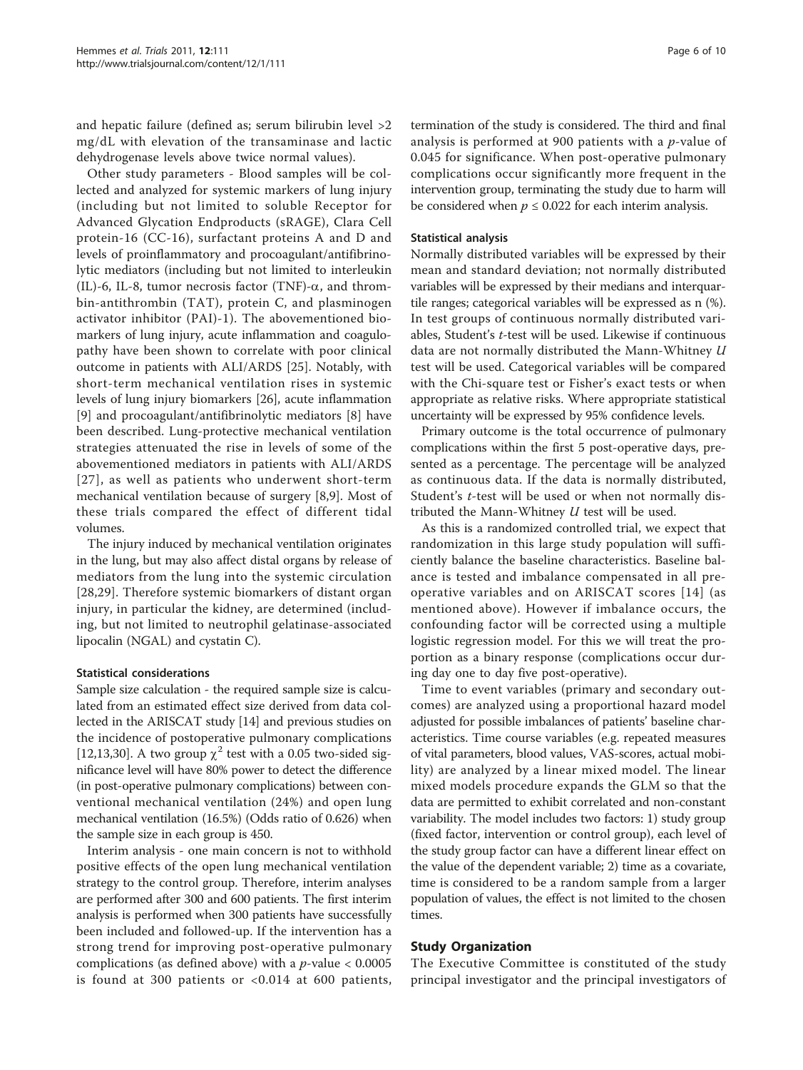and hepatic failure (defined as; serum bilirubin level >2 mg/dL with elevation of the transaminase and lactic dehydrogenase levels above twice normal values).

Other study parameters - Blood samples will be collected and analyzed for systemic markers of lung injury (including but not limited to soluble Receptor for Advanced Glycation Endproducts (sRAGE), Clara Cell protein-16 (CC-16), surfactant proteins A and D and levels of proinflammatory and procoagulant/antifibrinolytic mediators (including but not limited to interleukin (IL)-6, IL-8, tumor necrosis factor (TNF)-$\alpha$, and thrombin-antithrombin (TAT), protein C, and plasminogen activator inhibitor (PAI)-1). The abovementioned biomarkers of lung injury, acute inflammation and coagulopathy have been shown to correlate with poor clinical outcome in patients with ALI/ARDS [25]. Notably, with short-term mechanical ventilation rises in systemic levels of lung injury biomarkers [26], acute inflammation [9] and procoagulant/antifibrinolytic mediators [8] have been described. Lung-protective mechanical ventilation strategies attenuated the rise in levels of some of the abovementioned mediators in patients with ALI/ARDS [27], as well as patients who underwent short-term mechanical ventilation because of surgery [8,9]. Most of these trials compared the effect of different tidal volumes.

The injury induced by mechanical ventilation originates in the lung, but may also affect distal organs by release of mediators from the lung into the systemic circulation [28,29]. Therefore systemic biomarkers of distant organ injury, in particular the kidney, are determined (including, but not limited to neutrophil gelatinase-associated lipocalin (NGAL) and cystatin C).

#### Statistical considerations

Sample size calculation - the required sample size is calculated from an estimated effect size derived from data collected in the ARISCAT study [14] and previous studies on the incidence of postoperative pulmonary complications [12,13,30]. A two group $\chi^2$ test with a 0.05 two-sided significance level will have 80% power to detect the difference (in post-operative pulmonary complications) between conventional mechanical ventilation (24%) and open lung mechanical ventilation (16.5%) (Odds ratio of 0.626) when the sample size in each group is 450.

Interim analysis - one main concern is not to withhold positive effects of the open lung mechanical ventilation strategy to the control group. Therefore, interim analyses are performed after 300 and 600 patients. The first interim analysis is performed when 300 patients have successfully been included and followed-up. If the intervention has a strong trend for improving post-operative pulmonary complications (as defined above) with a $p$-value $< 0.0005$ is found at 300 patients or $<0.014$ at 600 patients, termination of the study is considered. The third and final analysis is performed at 900 patients with a $p$-value of 0.045 for significance. When post-operative pulmonary complications occur significantly more frequent in the intervention group, terminating the study due to harm will be considered when $p \leq 0.022$ for each interim analysis.

#### Statistical analysis

Normally distributed variables will be expressed by their mean and standard deviation; not normally distributed variables will be expressed by their medians and interquartile ranges; categorical variables will be expressed as n (%). In test groups of continuous normally distributed variables, Student's $t$-test will be used. Likewise if continuous data are not normally distributed the Mann-Whitney $U$ test will be used. Categorical variables will be compared with the Chi-square test or Fisher's exact tests or when appropriate as relative risks. Where appropriate statistical uncertainty will be expressed by 95% confidence levels.

Primary outcome is the total occurrence of pulmonary complications within the first 5 post-operative days, presented as a percentage. The percentage will be analyzed as continuous data. If the data is normally distributed, Student's $t$-test will be used or when not normally distributed the Mann-Whitney $U$ test will be used.

As this is a randomized controlled trial, we expect that randomization in this large study population will sufficiently balance the baseline characteristics. Baseline balance is tested and imbalance compensated in all preoperative variables and on ARISCAT scores [14] (as mentioned above). However if imbalance occurs, the confounding factor will be corrected using a multiple logistic regression model. For this we will treat the proportion as a binary response (complications occur during day one to day five post-operative).

Time to event variables (primary and secondary outcomes) are analyzed using a proportional hazard model adjusted for possible imbalances of patients' baseline characteristics. Time course variables (e.g. repeated measures of vital parameters, blood values, VAS-scores, actual mobility) are analyzed by a linear mixed model. The linear mixed models procedure expands the GLM so that the data are permitted to exhibit correlated and non-constant variability. The model includes two factors: 1) study group (fixed factor, intervention or control group), each level of the study group factor can have a different linear effect on the value of the dependent variable; 2) time as a covariate, time is considered to be a random sample from a larger population of values, the effect is not limited to the chosen times.

## Study Organization

The Executive Committee is constituted of the study principal investigator and the principal investigators of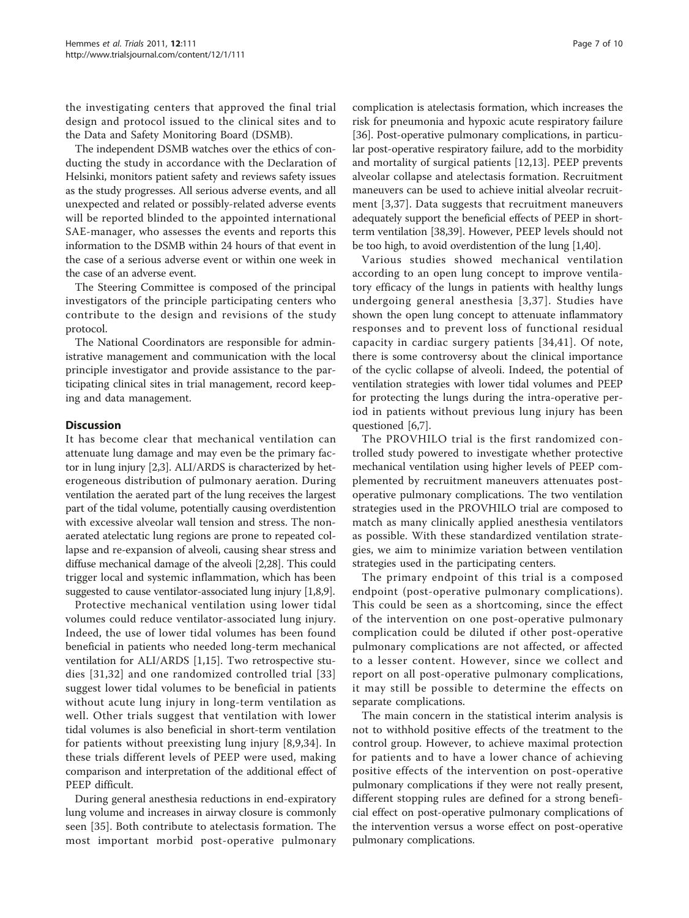the investigating centers that approved the final trial design and protocol issued to the clinical sites and to the Data and Safety Monitoring Board (DSMB).

The independent DSMB watches over the ethics of conducting the study in accordance with the Declaration of Helsinki, monitors patient safety and reviews safety issues as the study progresses. All serious adverse events, and all unexpected and related or possibly-related adverse events will be reported blinded to the appointed international SAE-manager, who assesses the events and reports this information to the DSMB within 24 hours of that event in the case of a serious adverse event or within one week in the case of an adverse event.

The Steering Committee is composed of the principal investigators of the principle participating centers who contribute to the design and revisions of the study protocol.

The National Coordinators are responsible for administrative management and communication with the local principle investigator and provide assistance to the participating clinical sites in trial management, record keeping and data management.

## Discussion

It has become clear that mechanical ventilation can attenuate lung damage and may even be the primary factor in lung injury [2,3]. ALI/ARDS is characterized by heterogeneous distribution of pulmonary aeration. During ventilation the aerated part of the lung receives the largest part of the tidal volume, potentially causing overdistention with excessive alveolar wall tension and stress. The non-aerated atelectatic lung regions are prone to repeated collapse and re-expansion of alveoli, causing shear stress and diffuse mechanical damage of the alveoli [2,28]. This could trigger local and systemic inflammation, which has been suggested to cause ventilator-associated lung injury [1,8,9].

Protective mechanical ventilation using lower tidal volumes could reduce ventilator-associated lung injury. Indeed, the use of lower tidal volumes has been found beneficial in patients who needed long-term mechanical ventilation for ALI/ARDS [1,15]. Two retrospective studies [31,32] and one randomized controlled trial [33] suggest lower tidal volumes to be beneficial in patients without acute lung injury in long-term ventilation as well. Other trials suggest that ventilation with lower tidal volumes is also beneficial in short-term ventilation for patients without preexisting lung injury [8,9,34]. In these trials different levels of PEEP were used, making comparison and interpretation of the additional effect of PEEP difficult.

During general anesthesia reductions in end-expiratory lung volume and increases in airway closure is commonly seen [35]. Both contribute to atelectasis formation. The most important morbid post-operative pulmonary complication is atelectasis formation, which increases the risk for pneumonia and hypoxic acute respiratory failure [36]. Post-operative pulmonary complications, in particular post-operative respiratory failure, add to the morbidity and mortality of surgical patients [12,13]. PEEP prevents alveolar collapse and atelectasis formation. Recruitment maneuvers can be used to achieve initial alveolar recruitment [3,37]. Data suggests that recruitment maneuvers adequately support the beneficial effects of PEEP in short-term ventilation [38,39]. However, PEEP levels should not be too high, to avoid overdistention of the lung [1,40].

Various studies showed mechanical ventilation according to an open lung concept to improve ventilatory efficacy of the lungs in patients with healthy lungs undergoing general anesthesia [3,37]. Studies have shown the open lung concept to attenuate inflammatory responses and to prevent loss of functional residual capacity in cardiac surgery patients [34,41]. Of note, there is some controversy about the clinical importance of the cyclic collapse of alveoli. Indeed, the potential of ventilation strategies with lower tidal volumes and PEEP for protecting the lungs during the intra-operative period in patients without previous lung injury has been questioned [6,7].

The PROVHILO trial is the first randomized controlled study powered to investigate whether protective mechanical ventilation using higher levels of PEEP complemented by recruitment maneuvers attenuates post-operative pulmonary complications. The two ventilation strategies used in the PROVHILO trial are composed to match as many clinically applied anesthesia ventilators as possible. With these standardized ventilation strategies, we aim to minimize variation between ventilation strategies used in the participating centers.

The primary endpoint of this trial is a composed endpoint (post-operative pulmonary complications). This could be seen as a shortcoming, since the effect of the intervention on one post-operative pulmonary complication could be diluted if other post-operative pulmonary complications are not affected, or affected to a lesser content. However, since we collect and report on all post-operative pulmonary complications, it may still be possible to determine the effects on separate complications.

The main concern in the statistical interim analysis is not to withhold positive effects of the treatment to the control group. However, to achieve maximal protection for patients and to have a lower chance of achieving positive effects of the intervention on post-operative pulmonary complications if they were not really present, different stopping rules are defined for a strong beneficial effect on post-operative pulmonary complications of the intervention versus a worse effect on post-operative pulmonary complications.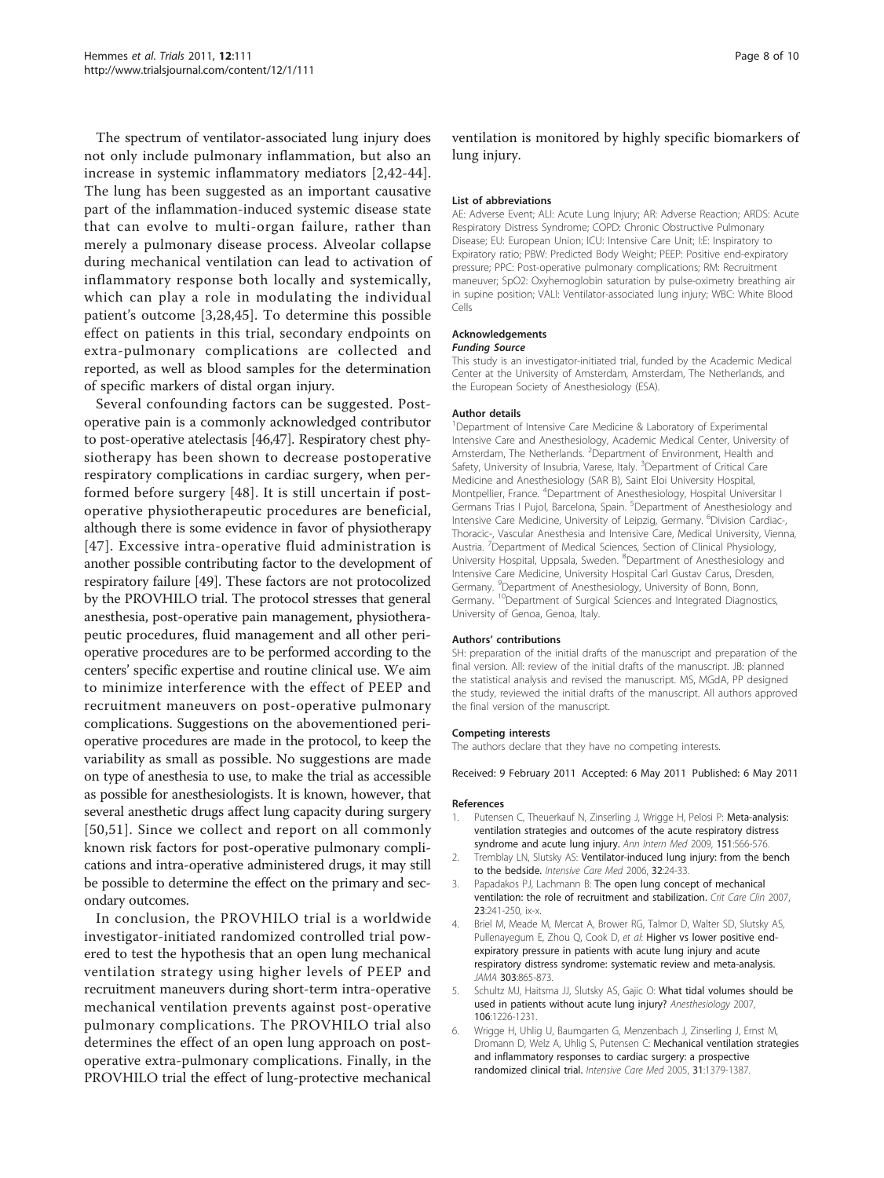The spectrum of ventilator-associated lung injury does not only include pulmonary inflammation, but also an increase in systemic inflammatory mediators [2,42-44]. The lung has been suggested as an important causative part of the inflammation-induced systemic disease state that can evolve to multi-organ failure, rather than merely a pulmonary disease process. Alveolar collapse during mechanical ventilation can lead to activation of inflammatory response both locally and systemically, which can play a role in modulating the individual patient's outcome [3,28,45]. To determine this possible effect on patients in this trial, secondary endpoints on extra-pulmonary complications are collected and reported, as well as blood samples for the determination of specific markers of distal organ injury.

Several confounding factors can be suggested. Post-operative pain is a commonly acknowledged contributor to post-operative atelectasis [46,47]. Respiratory chest physiotherapy has been shown to decrease postoperative respiratory complications in cardiac surgery, when performed before surgery [48]. It is still uncertain if post-operative physiotherapeutic procedures are beneficial, although there is some evidence in favor of physiotherapy [47]. Excessive intra-operative fluid administration is another possible contributing factor to the development of respiratory failure [49]. These factors are not protocolized by the PROVHILO trial. The protocol stresses that general anesthesia, post-operative pain management, physiotherapeutic procedures, fluid management and all other peri-operative procedures are to be performed according to the centers' specific expertise and routine clinical use. We aim to minimize interference with the effect of PEEP and recruitment maneuvers on post-operative pulmonary complications. Suggestions on the abovementioned peri-operative procedures are made in the protocol, to keep the variability as small as possible. No suggestions are made on type of anesthesia to use, to make the trial as accessible as possible for anesthesiologists. It is known, however, that several anesthetic drugs affect lung capacity during surgery [50,51]. Since we collect and report on all commonly known risk factors for post-operative pulmonary complications and intra-operative administered drugs, it may still be possible to determine the effect on the primary and secondary outcomes.

In conclusion, the PROVHILO trial is a worldwide investigator-initiated randomized controlled trial powered to test the hypothesis that an open lung mechanical ventilation strategy using higher levels of PEEP and recruitment maneuvers during short-term intra-operative mechanical ventilation prevents against post-operative pulmonary complications. The PROVHILO trial also determines the effect of an open lung approach on post-operative extra-pulmonary complications. Finally, in the PROVHILO trial the effect of lung-protective mechanical ventilation is monitored by highly specific biomarkers of lung injury.

#### List of abbreviations

AE: Adverse Event; ALI: Acute Lung Injury; AR: Adverse Reaction; ARDS: Acute Respiratory Distress Syndrome; COPD: Chronic Obstructive Pulmonary Disease; EU: European Union; ICU: Intensive Care Unit; I:E: Inspiratory to Expiratory ratio; PBW: Predicted Body Weight; PEEP: Positive end-expiratory pressure; PPC: Post-operative pulmonary complications; RM: Recruitment maneuver; SpO2: Oxyhemoglobin saturation by pulse-oximetry breathing air in supine position; VALI: Ventilator-associated lung injury; WBC: White Blood Cells

#### Acknowledgements

**Funding Source**

This study is an investigator-initiated trial, funded by the Academic Medical Center at the University of Amsterdam, Amsterdam, The Netherlands, and the European Society of Anesthesiology (ESA).

#### Author details

[1]Department of Intensive Care Medicine & Laboratory of Experimental Intensive Care and Anesthesiology, Academic Medical Center, University of Amsterdam, The Netherlands. [2]Department of Environment, Health and Safety, University of Insubria, Varese, Italy. [3]Department of Critical Care Medicine and Anesthesiology (SAR B), Saint Eloi University Hospital, Montpellier, France. [4]Department of Anesthesiology, Hospital Universitar I Germans Trias I Pujol, Barcelona, Spain. [5]Department of Anesthesiology and Intensive Care Medicine, University of Leipzig, Germany. [6]Division Cardiac-, Thoracic-, Vascular Anesthesia and Intensive Care, Medical University, Vienna, Austria. [7]Department of Medical Sciences, Section of Clinical Physiology, University Hospital, Uppsala, Sweden. [8]Department of Anesthesiology and Intensive Care Medicine, University Hospital Carl Gustav Carus, Dresden, Germany. [9]Department of Anesthesiology, University of Bonn, Bonn, Germany. [10]Department of Surgical Sciences and Integrated Diagnostics, University of Genoa, Genoa, Italy.

#### Authors' contributions

SH: preparation of the initial drafts of the manuscript and preparation of the final version. All: review of the initial drafts of the manuscript. JB: planned the statistical analysis and revised the manuscript. MS, MGdA, PP designed the study, reviewed the initial drafts of the manuscript. All authors approved the final version of the manuscript.

#### Competing interests

The authors declare that they have no competing interests.

Received: 9 February 2011 Accepted: 6 May 2011 Published: 6 May 2011

#### References

1. Putensen C, Theuerkauf N, Zinserling J, Wrigge H, Pelosi P: **Meta-analysis: ventilation strategies and outcomes of the acute respiratory distress syndrome and acute lung injury.** *Ann Intern Med* 2009, **151**:566-576.
2. Tremblay LN, Slutsky AS: **Ventilator-induced lung injury: from the bench to the bedside.** *Intensive Care Med* 2006, **32**:24-33.
3. Papadakos PJ, Lachmann B: **The open lung concept of mechanical ventilation: the role of recruitment and stabilization.** *Crit Care Clin* 2007, **23**:241-250, ix-x.
4. Briel M, Meade M, Mercat A, Brower RG, Talmor D, Walter SD, Slutsky AS, Pullenayegum E, Zhou Q, Cook D, *et al*: **Higher vs lower positive end-expiratory pressure in patients with acute lung injury and acute respiratory distress syndrome: systematic review and meta-analysis.** *JAMA* **303**:865-873.
5. Schultz MJ, Haitsma JJ, Slutsky AS, Gajic O: **What tidal volumes should be used in patients without acute lung injury?** *Anesthesiology* 2007, **106**:1226-1231.
6. Wrigge H, Uhlig U, Baumgarten G, Menzenbach J, Zinserling J, Ernst M, Dromann D, Welz A, Uhlig S, Putensen C: **Mechanical ventilation strategies and inflammatory responses to cardiac surgery: a prospective randomized clinical trial.** *Intensive Care Med* 2005, **31**:1379-1387.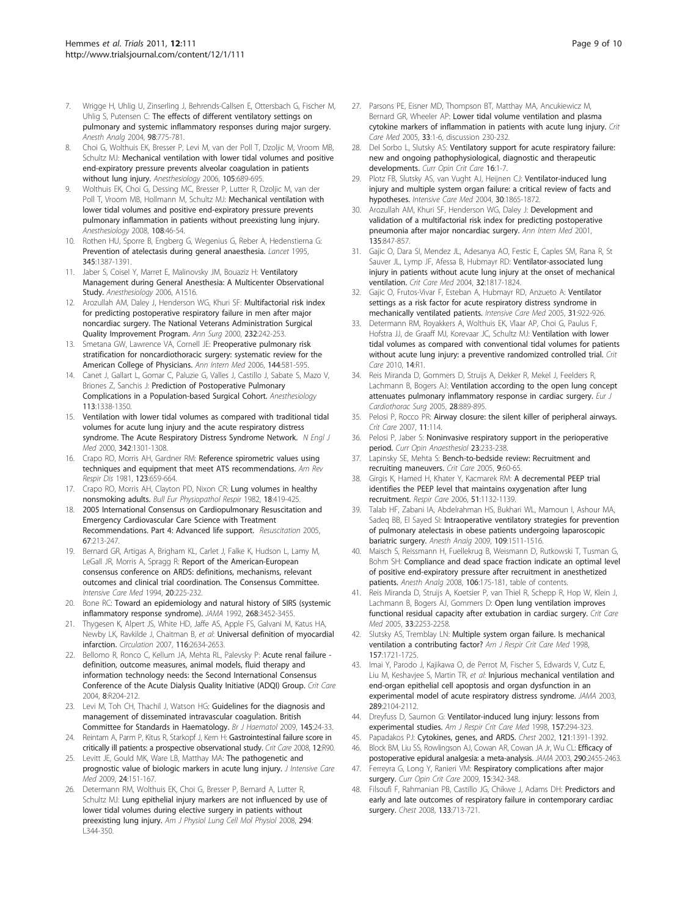7. Wrigge H, Uhlig U, Zinserling J, Behrends-Callsen E, Ottersbach G, Fischer M, Uhlig S, Putensen C: The effects of different ventilatory settings on pulmonary and systemic inflammatory responses during major surgery. *Anesth Analg* 2004, **98**:775-781.
8. Choi G, Wolthuis EK, Bresser P, Levi M, van der Poll T, Dzoljic M, Vroom MB, Schultz MJ: Mechanical ventilation with lower tidal volumes and positive end-expiratory pressure prevents alveolar coagulation in patients without lung injury. *Anesthesiology* 2006, **105**:689-695.
9. Wolthuis EK, Choi G, Dessing MC, Bresser P, Lutter R, Dzoljic M, van der Poll T, Vroom MB, Hollmann M, Schultz MJ: Mechanical ventilation with lower tidal volumes and positive end-expiratory pressure prevents pulmonary inflammation in patients without preexisting lung injury. *Anesthesiology* 2008, **108**:46-54.
10. Rothen HU, Sporre B, Engberg G, Wegenius G, Reber A, Hedenstierna G: Prevention of atelectasis during general anaesthesia. *Lancet* 1995, **345**:1387-1391.
11. Jaber S, Coisel Y, Marret E, Malinovsky JM, Bouaziz H: Ventilatory Management during General Anesthesia: A Multicenter Observational Study. *Anesthesiology* 2006, A1516.
12. Arozullah AM, Daley J, Henderson WG, Khuri SF: Multifactorial risk index for predicting postoperative respiratory failure in men after major noncardiac surgery. The National Veterans Administration Surgical Quality Improvement Program. *Ann Surg* 2000, **232**:242-253.
13. Smetana GW, Lawrence VA, Cornell JE: Preoperative pulmonary risk stratification for noncardiothoracic surgery: systematic review for the American College of Physicians. *Ann Intern Med* 2006, **144**:581-595.
14. Canet J, Gallart L, Gomar C, Paluzie G, Valles J, Castillo J, Sabate S, Mazo V, Briones Z, Sanchis J: Prediction of Postoperative Pulmonary Complications in a Population-based Surgical Cohort. *Anesthesiology* **113**:1338-1350.
15. Ventilation with lower tidal volumes as compared with traditional tidal volumes for acute lung injury and the acute respiratory distress syndrome. The Acute Respiratory Distress Syndrome Network. *N Engl J Med* 2000, **342**:1301-1308.
16. Crapo RO, Morris AH, Gardner RM: Reference spirometric values using techniques and equipment that meet ATS recommendations. *Am Rev Respir Dis* 1981, **123**:659-664.
17. Crapo RO, Morris AH, Clayton PD, Nixon CR: Lung volumes in healthy nonsmoking adults. *Bull Eur Physiopathol Respir* 1982, **18**:419-425.
18. 2005 International Consensus on Cardiopulmonary Resuscitation and Emergency Cardiovascular Care Science with Treatment Recommendations. Part 4: Advanced life support. *Resuscitation* 2005, **67**:213-247.
19. Bernard GR, Artigas A, Brigham KL, Carlet J, Falke K, Hudson L, Lamy M, LeGall JR, Morris A, Spragg R: Report of the American-European consensus conference on ARDS: definitions, mechanisms, relevant outcomes and clinical trial coordination. The Consensus Committee. *Intensive Care Med* 1994, **20**:225-232.
20. Bone RC: Toward an epidemiology and natural history of SIRS (systemic inflammatory response syndrome). *JAMA* 1992, **268**:3452-3455.
21. Thygesen K, Alpert JS, White HD, Jaffe AS, Apple FS, Galvani M, Katus HA, Newby LK, Ravkilde J, Chaitman B, *et al*: Universal definition of myocardial infarction. *Circulation* 2007, **116**:2634-2653.
22. Bellomo R, Ronco C, Kellum JA, Mehta RL, Palevsky P: Acute renal failure - definition, outcome measures, animal models, fluid therapy and information technology needs: the Second International Consensus Conference of the Acute Dialysis Quality Initiative (ADQI) Group. *Crit Care* 2004, **8**:R204-212.
23. Levi M, Toh CH, Thachil J, Watson HG: Guidelines for the diagnosis and management of disseminated intravascular coagulation. British Committee for Standards in Haematology. *Br J Haematol* 2009, **145**:24-33.
24. Reintam A, Parm P, Kitus R, Starkopf J, Kern H: Gastrointestinal failure score in critically ill patients: a prospective observational study. *Crit Care* 2008, **12**:R90.
25. Levitt JE, Gould MK, Ware LB, Matthay MA: The pathogenetic and prognostic value of biologic markers in acute lung injury. *J Intensive Care Med* 2009, **24**:151-167.
26. Determann RM, Wolthuis EK, Choi G, Bresser P, Bernard A, Lutter R, Schultz MJ: Lung epithelial injury markers are not influenced by use of lower tidal volumes during elective surgery in patients without preexisting lung injury. *Am J Physiol Lung Cell Mol Physiol* 2008, **294**: L344-350.
27. Parsons PE, Eisner MD, Thompson BT, Matthay MA, Ancukiewicz M, Bernard GR, Wheeler AP: Lower tidal volume ventilation and plasma cytokine markers of inflammation in patients with acute lung injury. *Crit Care Med* 2005, **33**:1-6, discussion 230-232.
28. Del Sorbo L, Slutsky AS: Ventilatory support for acute respiratory failure: new and ongoing pathophysiological, diagnostic and therapeutic developments. *Curr Opin Crit Care* **16**:1-7.
29. Plotz FB, Slutsky AS, van Vught AJ, Heijnen CJ: Ventilator-induced lung injury and multiple system organ failure: a critical review of facts and hypotheses. *Intensive Care Med* 2004, **30**:1865-1872.
30. Arozullah AM, Khuri SF, Henderson WG, Daley J: Development and validation of a multifactorial risk index for predicting postoperative pneumonia after major noncardiac surgery. *Ann Intern Med* 2001, **135**:847-857.
31. Gajic O, Dara SI, Mendez JL, Adesanya AO, Festic E, Caples SM, Rana R, St Sauver JL, Lymp JF, Afessa B, Hubmayr RD: Ventilator-associated lung injury in patients without acute lung injury at the onset of mechanical ventilation. *Crit Care Med* 2004, **32**:1817-1824.
32. Gajic O, Frutos-Vivar F, Esteban A, Hubmayr RD, Anzueto A: Ventilator settings as a risk factor for acute respiratory distress syndrome in mechanically ventilated patients. *Intensive Care Med* 2005, **31**:922-926.
33. Determann RM, Royakkers A, Wolthuis EK, Vlaar AP, Choi G, Paulus F, Hofstra JJ, de Graaff MJ, Korevaar JC, Schultz MJ: Ventilation with lower tidal volumes as compared with conventional tidal volumes for patients without acute lung injury: a preventive randomized controlled trial. *Crit Care* 2010, **14**:R1.
34. Reis Miranda D, Gommers D, Struijs A, Dekker R, Mekel J, Feelders R, Lachmann B, Bogers AJ: Ventilation according to the open lung concept attenuates pulmonary inflammatory response in cardiac surgery. *Eur J Cardiothorac Surg* 2005, **28**:889-895.
35. Pelosi P, Rocco PR: Airway closure: the silent killer of peripheral airways. *Crit Care* 2007, **11**:114.
36. Pelosi P, Jaber S: Noninvasive respiratory support in the perioperative period. *Curr Opin Anaesthesiol* **23**:233-238.
37. Lapinsky SE, Mehta S: Bench-to-bedside review: Recruitment and recruiting maneuvers. *Crit Care* 2005, **9**:60-65.
38. Girgis K, Hamed H, Khater Y, Kacmarek RM: A decremental PEEP trial identifies the PEEP level that maintains oxygenation after lung recruitment. *Respir Care* 2006, **51**:1132-1139.
39. Talab HF, Zabani IA, Abdelrahman HS, Bukhari WL, Mamoun I, Ashour MA, Sadeq BB, El Sayed SI: Intraoperative ventilatory strategies for prevention of pulmonary atelectasis in obese patients undergoing laparoscopic bariatric surgery. *Anesth Analg* 2009, **109**:1511-1516.
40. Maisch S, Reissmann H, Fuellekrug B, Weismann D, Rutkowski T, Tusman G, Bohm SH: Compliance and dead space fraction indicate an optimal level of positive end-expiratory pressure after recruitment in anesthetized patients. *Anesth Analg* 2008, **106**:175-181, table of contents.
41. Reis Miranda D, Struijs A, Koetsier P, van Thiel R, Schepp R, Hop W, Klein J, Lachmann B, Bogers AJ, Gommers D: Open lung ventilation improves functional residual capacity after extubation in cardiac surgery. *Crit Care Med* 2005, **33**:2253-2258.
42. Slutsky AS, Tremblay LN: Multiple system organ failure. Is mechanical ventilation a contributing factor? *Am J Respir Crit Care Med* 1998, **157**:1721-1725.
43. Imai Y, Parodo J, Kajikawa O, de Perrot M, Fischer S, Edwards V, Cutz E, Liu M, Keshavjee S, Martin TR, *et al*: Injurious mechanical ventilation and end-organ epithelial cell apoptosis and organ dysfunction in an experimental model of acute respiratory distress syndrome. *JAMA* 2003, **289**:2104-2112.
44. Dreyfuss D, Saumon G: Ventilator-induced lung injury: lessons from experimental studies. *Am J Respir Crit Care Med* 1998, **157**:294-323.
45. Papadakos PJ: Cytokines, genes, and ARDS. *Chest* 2002, **121**:1391-1392.
46. Block BM, Liu SS, Rowlingson AJ, Cowan AR, Cowan JA Jr, Wu CL: Efficacy of postoperative epidural analgesia: a meta-analysis. *JAMA* 2003, **290**:2455-2463.
47. Ferreyra G, Long Y, Ranieri VM: Respiratory complications after major surgery. *Curr Opin Crit Care* 2009, **15**:342-348.
48. Filsoufi F, Rahmanian PB, Castillo JG, Chikwe J, Adams DH: Predictors and early and late outcomes of respiratory failure in contemporary cardiac surgery. *Chest* 2008, **133**:713-721.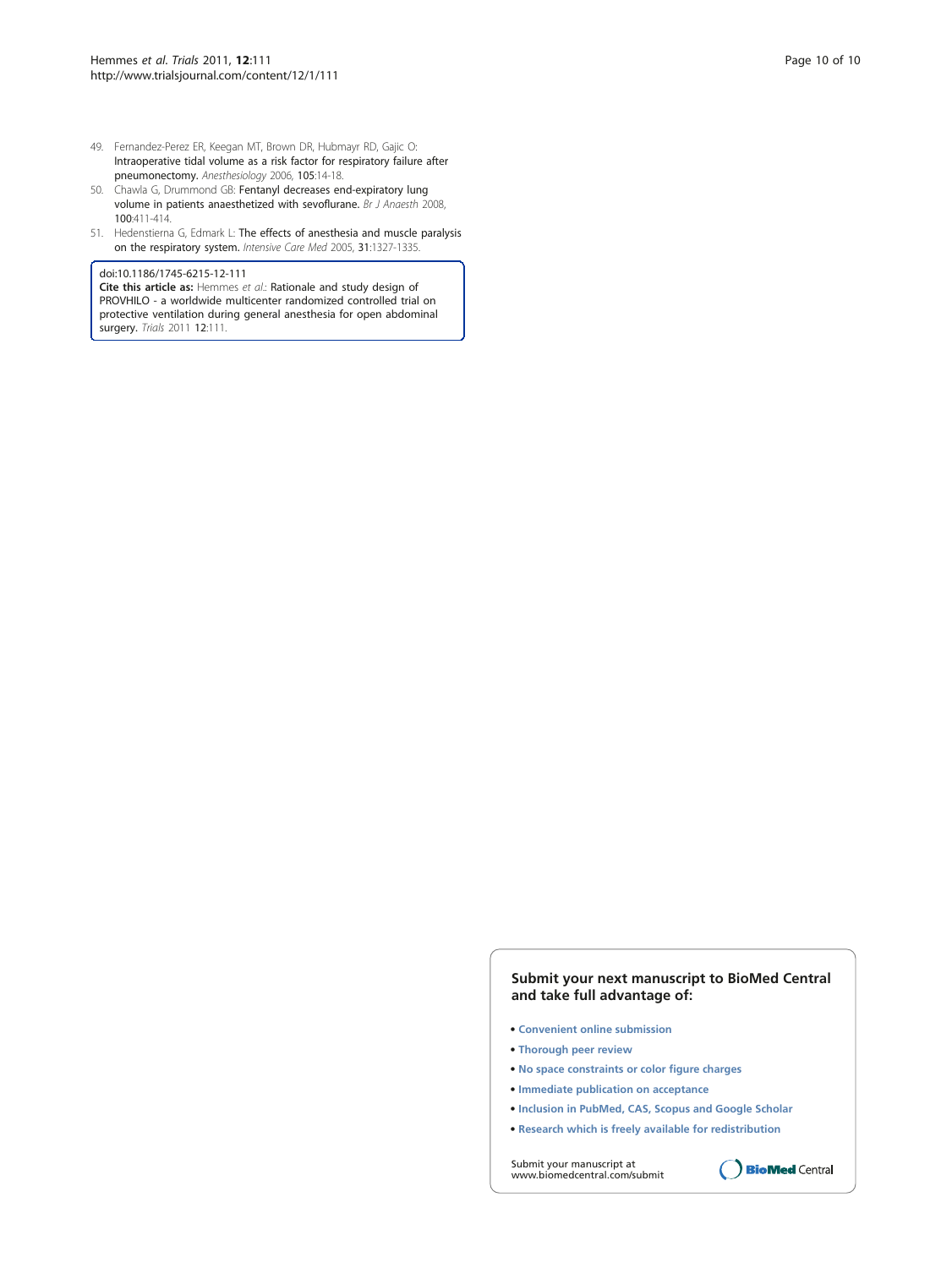49. Fernandez-Perez ER, Keegan MT, Brown DR, Hubmayr RD, Gajic O: **Intraoperative tidal volume as a risk factor for respiratory failure after pneumonectomy.** *Anesthesiology* 2006, **105**:14-18.
50. Chawla G, Drummond GB: **Fentanyl decreases end-expiratory lung volume in patients anaesthetized with sevoflurane.** *Br J Anaesth* 2008, **100**:411-414.
51. Hedenstierna G, Edmark L: **The effects of anesthesia and muscle paralysis on the respiratory system.** *Intensive Care Med* 2005, **31**:1327-1335.

doi:10.1186/1745-6215-12-111
**Cite this article as:** Hemmes *et al.*: Rationale and study design of PROVHILO - a worldwide multicenter randomized controlled trial on protective ventilation during general anesthesia for open abdominal surgery. *Trials* 2011 **12**:111.

**Submit your next manuscript to BioMed Central and take full advantage of:**

- **Convenient online submission**
- **Thorough peer review**
- **No space constraints or color figure charges**
- **Immediate publication on acceptance**
- **Inclusion in PubMed, CAS, Scopus and Google Scholar**
- **Research which is freely available for redistribution**

Submit your manuscript at
www.biomedcentral.com/submit

BioMed Central